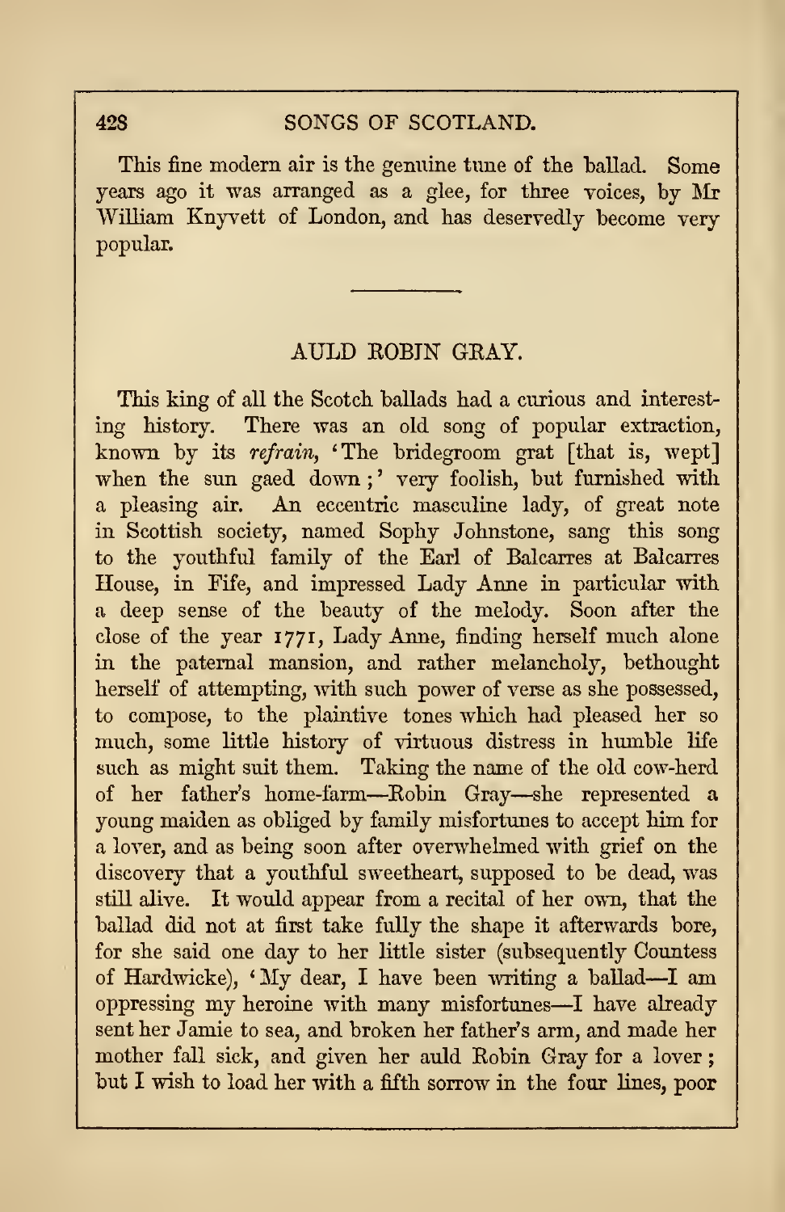This fine modern air is the genuine tune of the ballad. Some years ago it was arranged as a glee, for three voices, by Mr William Knyvett of London, and has deservedly become very popular.

---

## AULD ROBIN GRAY.

This king of all the Scotch ballads had a curious and interesting history. There was an old song of popular extraction, known by its *refrain*, 'The bridegroom grat [that is, wept] when the sun gaed down;' very foolish, but furnished with a pleasing air. An eccentric masculine lady, of great note in Scottish society, named Sophy Johnstone, sang this song to the youthful family of the Earl of Balcarres at Balcarres House, in Fife, and impressed Lady Anne in particular with a deep sense of the beauty of the melody. Soon after the close of the year 1771, Lady Anne, finding herself much alone in the paternal mansion, and rather melancholy, bethought herself of attempting, with such power of verse as she possessed, to compose, to the plaintive tones which had pleased her so much, some little history of virtuous distress in humble life such as might suit them. Taking the name of the old cow-herd of her father's home-farm—Robin Gray—she represented a young maiden as obliged by family misfortunes to accept him for a lover, and as being soon after overwhelmed with grief on the discovery that a youthful sweetheart, supposed to be dead, was still alive. It would appear from a recital of her own, that the ballad did not at first take fully the shape it afterwards bore, for she said one day to her little sister (subsequently Countess of Hardwicke), 'My dear, I have been writing a ballad—I am oppressing my heroine with many misfortunes—I have already sent her Jamie to sea, and broken her father's arm, and made her mother fall sick, and given her auld Robin Gray for a lover; but I wish to load her with a fifth sorrow in the four lines, poor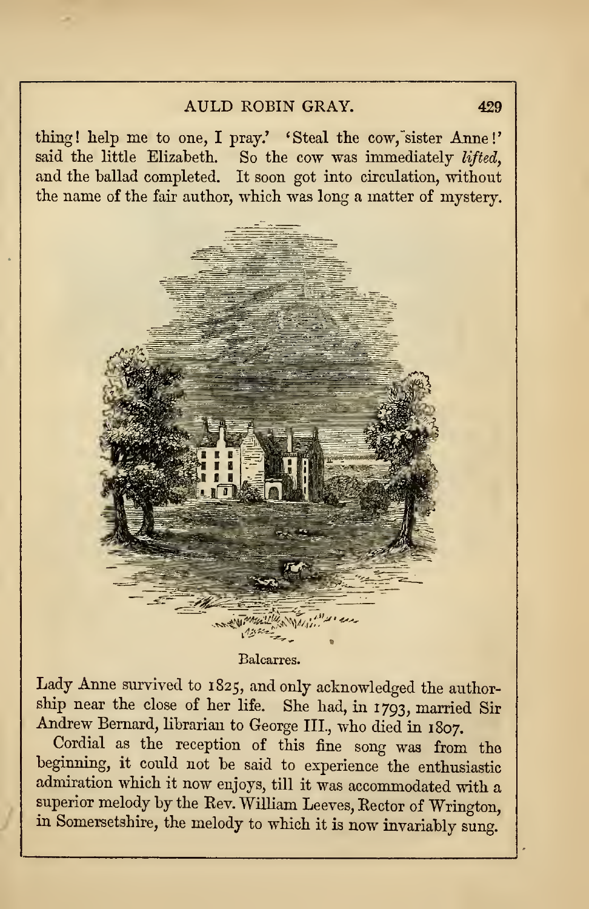thing! help me to one, I pray.' 'Steal the cow, sister Anne!' said the little Elizabeth. So the cow was immediately *lifted*, and the ballad completed. It soon got into circulation, without the name of the fair author, which was long a matter of mystery.

Balcarres.

Lady Anne survived to 1825, and only acknowledged the authorship near the close of her life. She had, in 1793, married Sir Andrew Bernard, librarian to George III., who died in 1807.

Cordial as the reception of this fine song was from the beginning, it could not be said to experience the enthusiastic admiration which it now enjoys, till it was accommodated with a superior melody by the Rev. William Leeves, Rector of Wrington, in Somersetshire, the melody to which it is now invariably sung.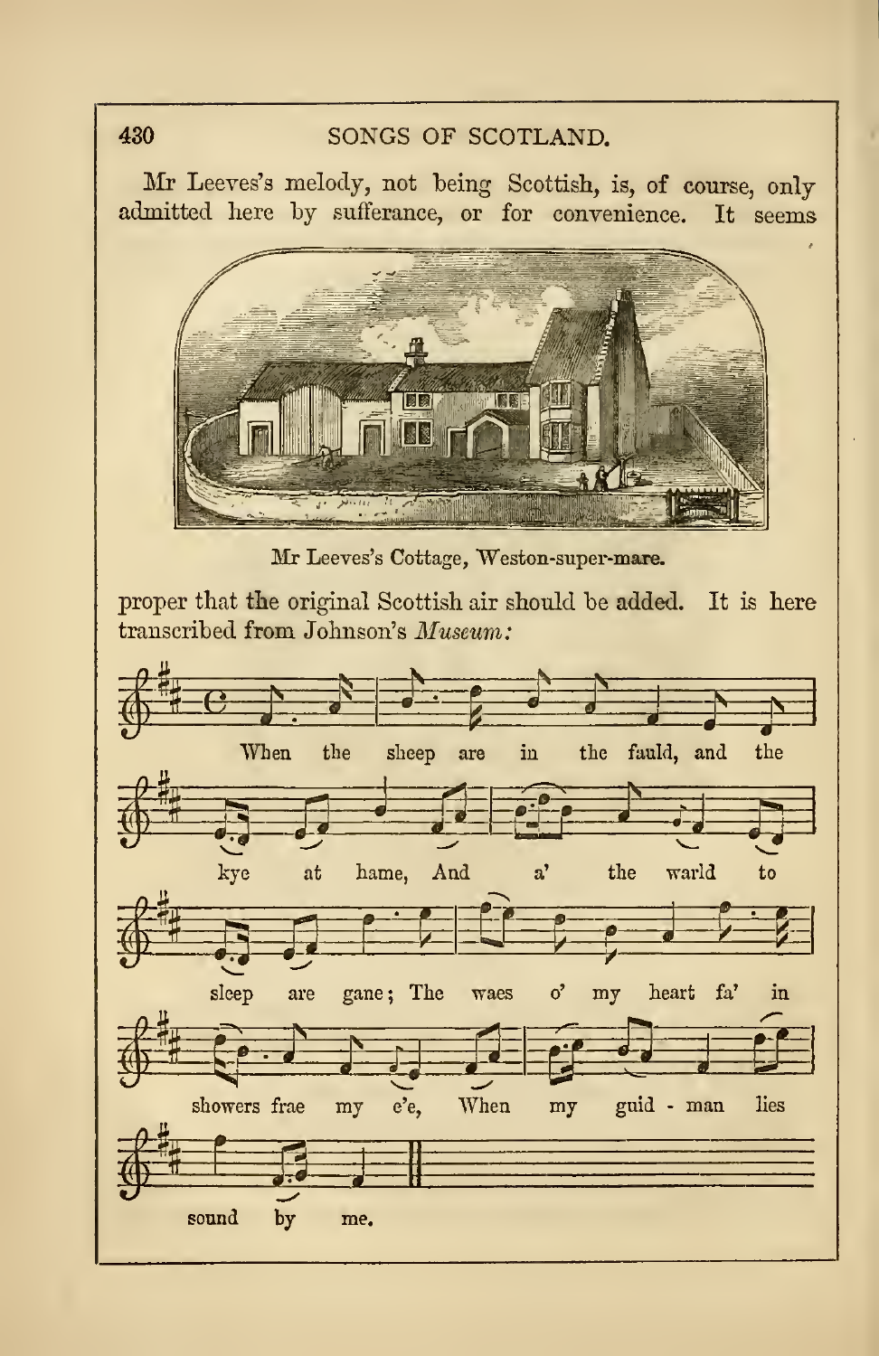Mr Leeves's melody, not being Scottish, is, of course, only admitted here by sufferance, or for convenience. It seems

Mr Leeves's Cottage, Weston-super-mare.

proper that the original Scottish air should be added. It is here transcribed from Johnson's *Museum:*

When the sheep are in the fauld, and the kye at hame, And a' the warld to sleep are gane; The waes o' my heart fa' in showers frae my e'e, When my guid - man lies sound by me.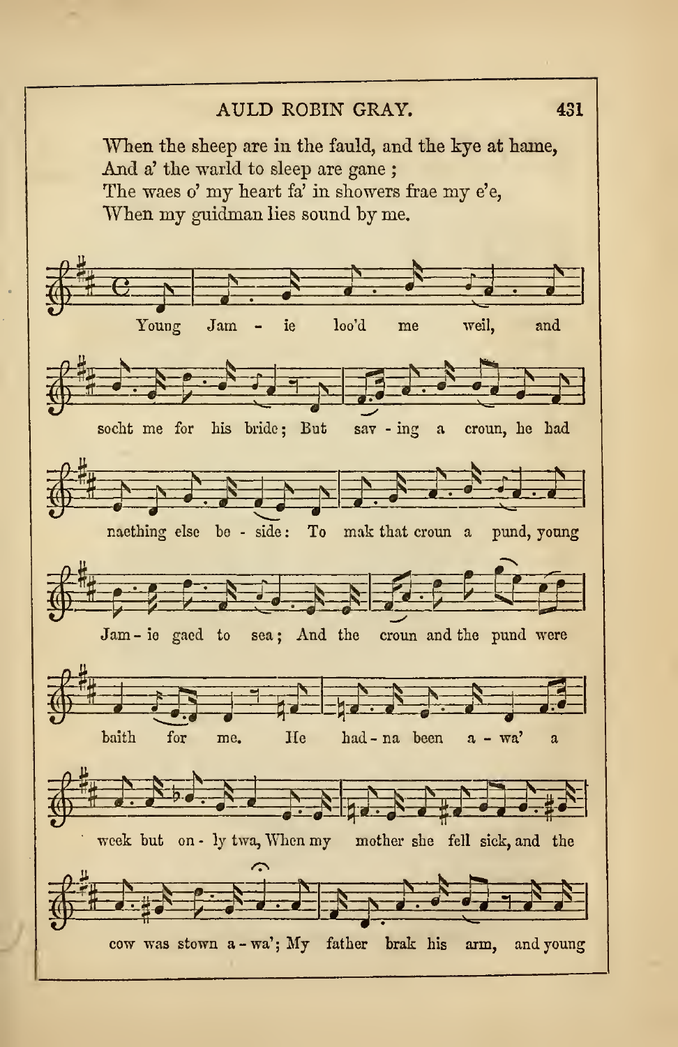When the sheep are in the fauld, and the kye at hame,
And a' the warld to sleep are gane;
The waes o' my heart fa' in showers frae my e'e,
When my guidman lies sound by me.

Young Jam - ie loo'd me weil, and socht me for his bride; But sav - ing a croun, he had naething else be - side: To mak that croun a pund, young Jam - ie gaed to sea; And the croun and the pund were baith for me. He had - na been a - wa' a week but on - ly twa, When my mother she fell sick, and the cow was stown a - wa'; My father brak his arm, and young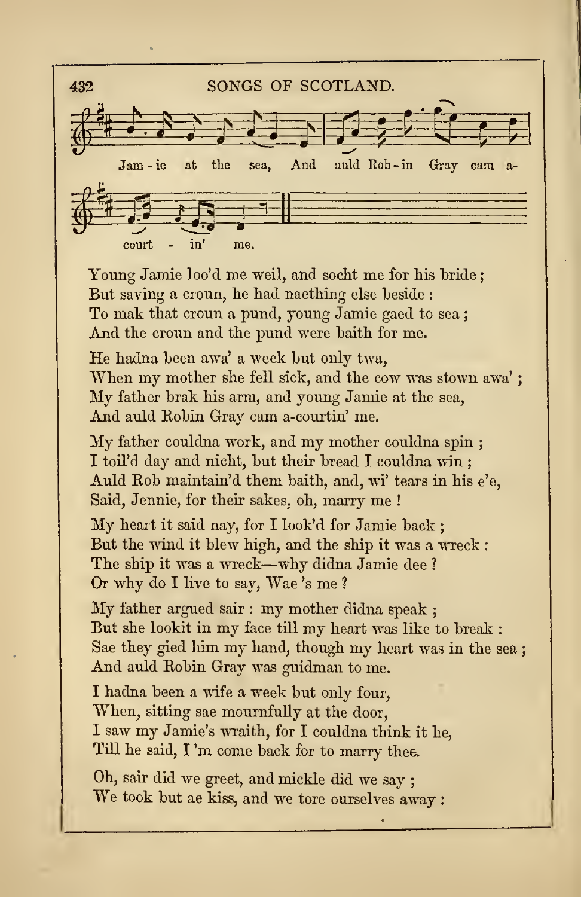Jam - ie at the sea, And auld Rob - in Gray cam a- court - in' me.

Young Jamie loo'd me weil, and socht me for his bride;
But saving a croun, he had naething else beside:
To mak that croun a pund, young Jamie gaed to sea;
And the croun and the pund were baith for me.

He hadna been awa' a week but only twa,
When my mother she fell sick, and the cow was stown awa';
My father brak his arm, and young Jamie at the sea,
And auld Robin Gray cam a-courtin' me.

My father couldna work, and my mother couldna spin;
I toil'd day and nicht, but their bread I couldna win;
Auld Rob maintain'd them baith, and, wi' tears in his e'e,
Said, Jennie, for their sakes, oh, marry me!

My heart it said nay, for I look'd for Jamie back;
But the wind it blew high, and the ship it was a wreck:
The ship it was a wreck—why didna Jamie dee?
Or why do I live to say, Wae 's me?

My father argued sair: my mother didna speak;
But she lookit in my face till my heart was like to break:
Sae they gied him my hand, though my heart was in the sea;
And auld Robin Gray was guidman to me.

I hadna been a wife a week but only four,
When, sitting sae mournfully at the door,
I saw my Jamie's wraith, for I couldna think it he,
Till he said, I 'm come back for to marry thee.

Oh, sair did we greet, and mickle did we say;
We took but ae kiss, and we tore ourselves away: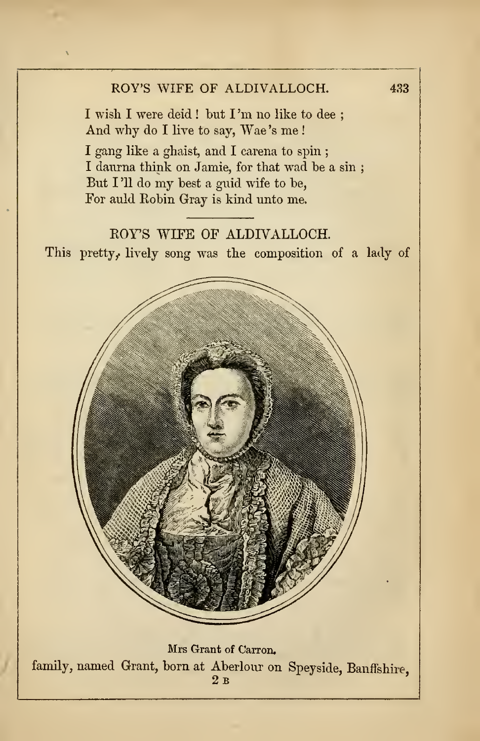I wish I were deid! but I'm no like to dee;
And why do I live to say, Wae's me!

I gang like a ghaist, and I carena to spin;
I daurna think on Jamie, for that wad be a sin;
But I'll do my best a guid wife to be,
For auld Robin Gray is kind unto me.

---

## ROY'S WIFE OF ALDIVALLOCH.

This pretty, lively song was the composition of a lady of

Mrs Grant of Carron.

family, named Grant, born at Aberlour on Speyside, Banffshire,

2 B